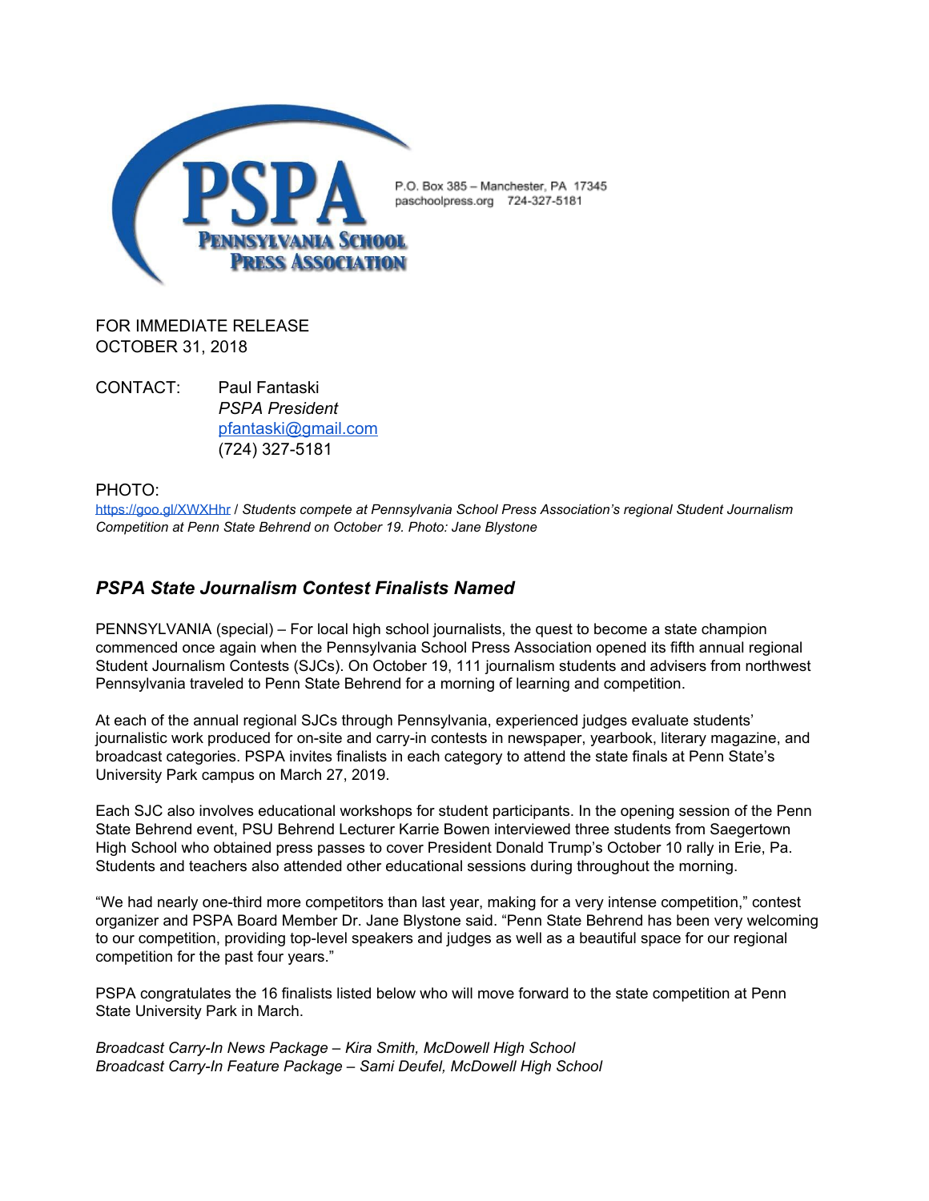PSPA
Pennsylvania School Press Association

P.O. Box 385 – Manchester, PA 17345
paschoolpress.org 724-327-5181

FOR IMMEDIATE RELEASE
OCTOBER 31, 2018

CONTACT: Paul Fantaski
*PSPA President*
pfantaski@gmail.com
(724) 327-5181

PHOTO:
https://goo.gl/XWXHhr / *Students compete at Pennsylvania School Press Association's regional Student Journalism Competition at Penn State Behrend on October 19. Photo: Jane Blystone*

## *PSPA State Journalism Contest Finalists Named*

PENNSYLVANIA (special) – For local high school journalists, the quest to become a state champion commenced once again when the Pennsylvania School Press Association opened its fifth annual regional Student Journalism Contests (SJCs). On October 19, 111 journalism students and advisers from northwest Pennsylvania traveled to Penn State Behrend for a morning of learning and competition.

At each of the annual regional SJCs through Pennsylvania, experienced judges evaluate students' journalistic work produced for on-site and carry-in contests in newspaper, yearbook, literary magazine, and broadcast categories. PSPA invites finalists in each category to attend the state finals at Penn State's University Park campus on March 27, 2019.

Each SJC also involves educational workshops for student participants. In the opening session of the Penn State Behrend event, PSU Behrend Lecturer Karrie Bowen interviewed three students from Saegertown High School who obtained press passes to cover President Donald Trump's October 10 rally in Erie, Pa. Students and teachers also attended other educational sessions during throughout the morning.

"We had nearly one-third more competitors than last year, making for a very intense competition," contest organizer and PSPA Board Member Dr. Jane Blystone said. "Penn State Behrend has been very welcoming to our competition, providing top-level speakers and judges as well as a beautiful space for our regional competition for the past four years."

PSPA congratulates the 16 finalists listed below who will move forward to the state competition at Penn State University Park in March.

*Broadcast Carry-In News Package – Kira Smith, McDowell High School*
*Broadcast Carry-In Feature Package – Sami Deufel, McDowell High School*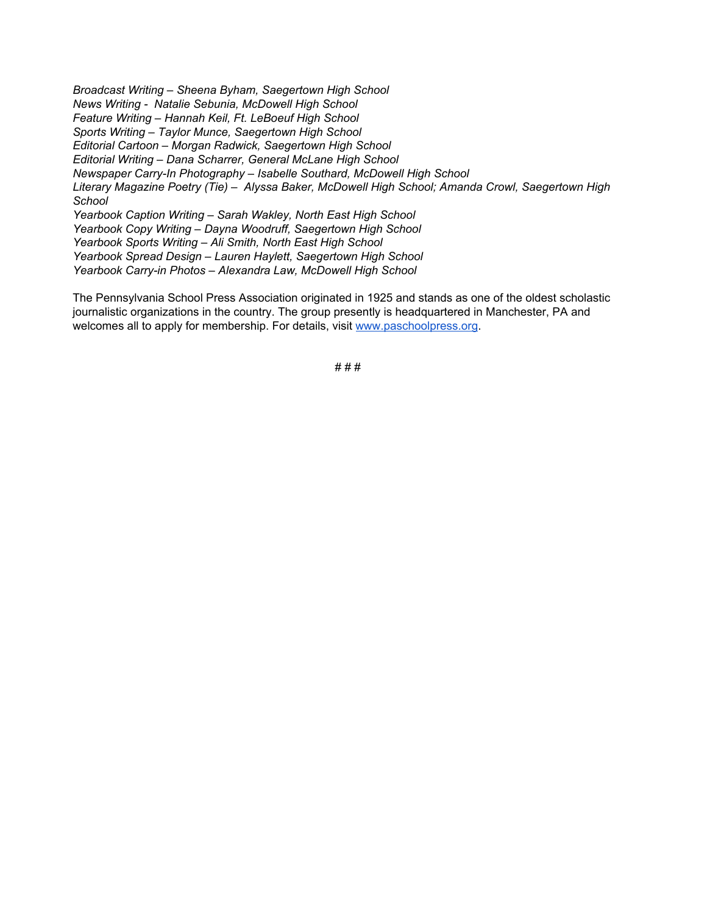*Broadcast Writing – Sheena Byham, Saegertown High School*
*News Writing - Natalie Sebunia, McDowell High School*
*Feature Writing – Hannah Keil, Ft. LeBoeuf High School*
*Sports Writing – Taylor Munce, Saegertown High School*
*Editorial Cartoon – Morgan Radwick, Saegertown High School*
*Editorial Writing – Dana Scharrer, General McLane High School*
*Newspaper Carry-In Photography – Isabelle Southard, McDowell High School*
*Literary Magazine Poetry (Tie) – Alyssa Baker, McDowell High School; Amanda Crowl, Saegertown High School*
*Yearbook Caption Writing – Sarah Wakley, North East High School*
*Yearbook Copy Writing – Dayna Woodruff, Saegertown High School*
*Yearbook Sports Writing – Ali Smith, North East High School*
*Yearbook Spread Design – Lauren Haylett, Saegertown High School*
*Yearbook Carry-in Photos – Alexandra Law, McDowell High School*

The Pennsylvania School Press Association originated in 1925 and stands as one of the oldest scholastic journalistic organizations in the country. The group presently is headquartered in Manchester, PA and welcomes all to apply for membership. For details, visit www.paschoolpress.org.

# # #